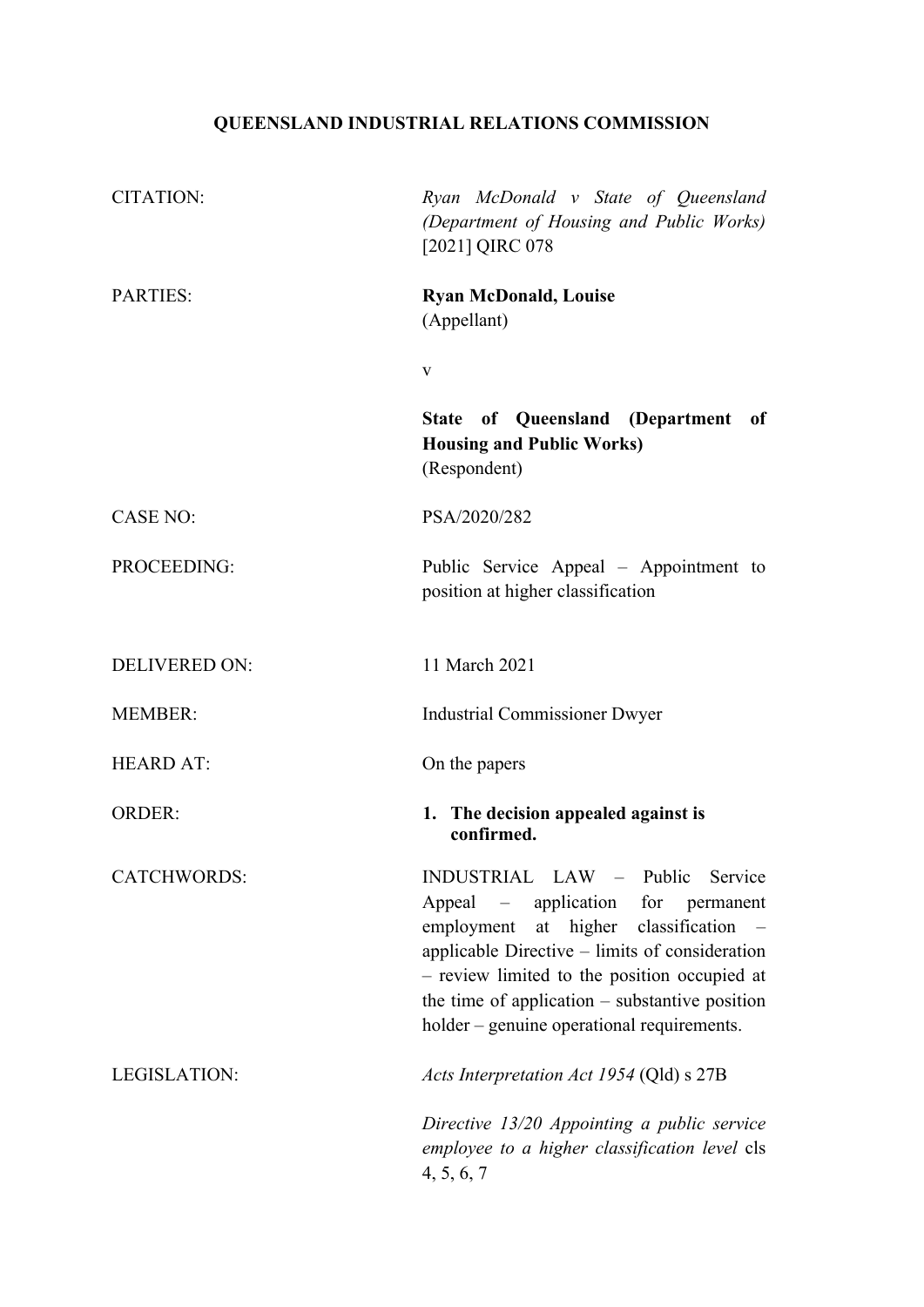# QUEENSLAND INDUSTRIAL RELATIONS COMMISSION

| | |
|---|---|
| CITATION: | *Ryan McDonald v State of Queensland (Department of Housing and Public Works)* [2021] QIRC 078 |
| PARTIES: | **Ryan McDonald, Louise**<br>(Appellant)<br><br>v<br><br>**State of Queensland (Department of Housing and Public Works)**<br>(Respondent) |
| CASE NO: | PSA/2020/282 |
| PROCEEDING: | Public Service Appeal – Appointment to position at higher classification |
| DELIVERED ON: | 11 March 2021 |
| MEMBER: | Industrial Commissioner Dwyer |
| HEARD AT: | On the papers |
| ORDER: | **1. The decision appealed against is confirmed.** |
| CATCHWORDS: | INDUSTRIAL LAW – Public Service Appeal – application for permanent employment at higher classification – applicable Directive – limits of consideration – review limited to the position occupied at the time of application – substantive position holder – genuine operational requirements. |
| LEGISLATION: | *Acts Interpretation Act 1954* (Qld) s 27B<br><br>*Directive 13/20 Appointing a public service employee to a higher classification level* cls 4, 5, 6, 7 |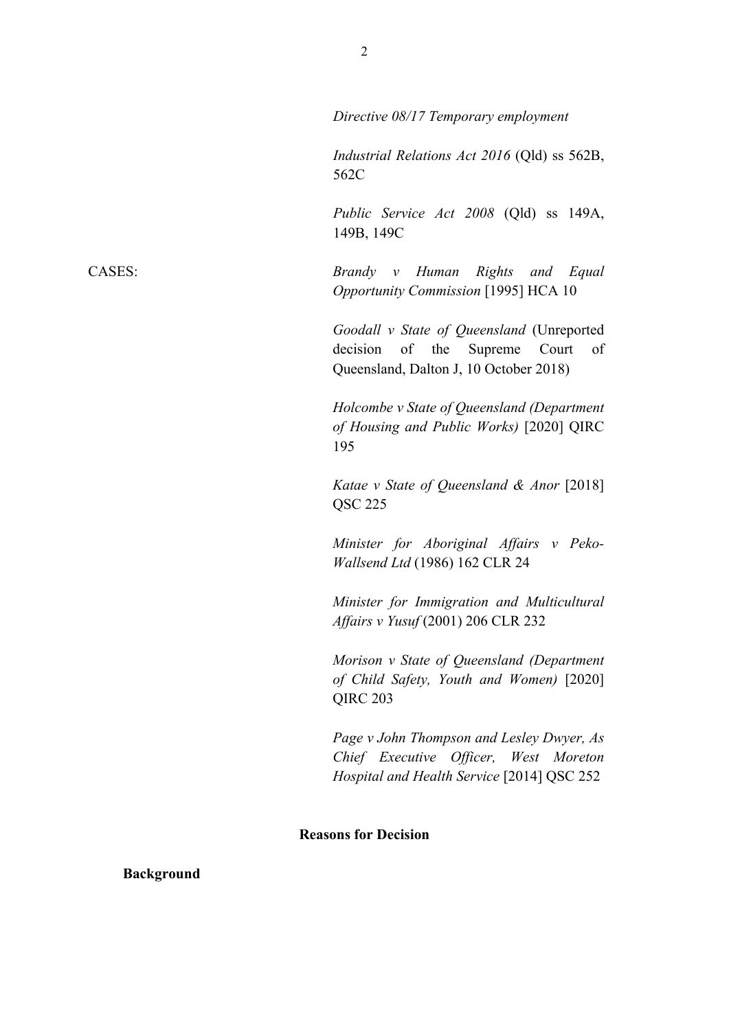*Directive 08/17 Temporary employment*

*Industrial Relations Act 2016* (Qld) ss 562B, 562C

*Public Service Act 2008* (Qld) ss 149A, 149B, 149C

CASES: *Brandy v Human Rights and Equal Opportunity Commission* [1995] HCA 10

*Goodall v State of Queensland* (Unreported decision of the Supreme Court of Queensland, Dalton J, 10 October 2018)

*Holcombe v State of Queensland (Department of Housing and Public Works)* [2020] QIRC 195

*Katae v State of Queensland & Anor* [2018] QSC 225

*Minister for Aboriginal Affairs v Peko-Wallsend Ltd* (1986) 162 CLR 24

*Minister for Immigration and Multicultural Affairs v Yusuf* (2001) 206 CLR 232

*Morison v State of Queensland (Department of Child Safety, Youth and Women)* [2020] QIRC 203

*Page v John Thompson and Lesley Dwyer, As Chief Executive Officer, West Moreton Hospital and Health Service* [2014] QSC 252

## Reasons for Decision

### Background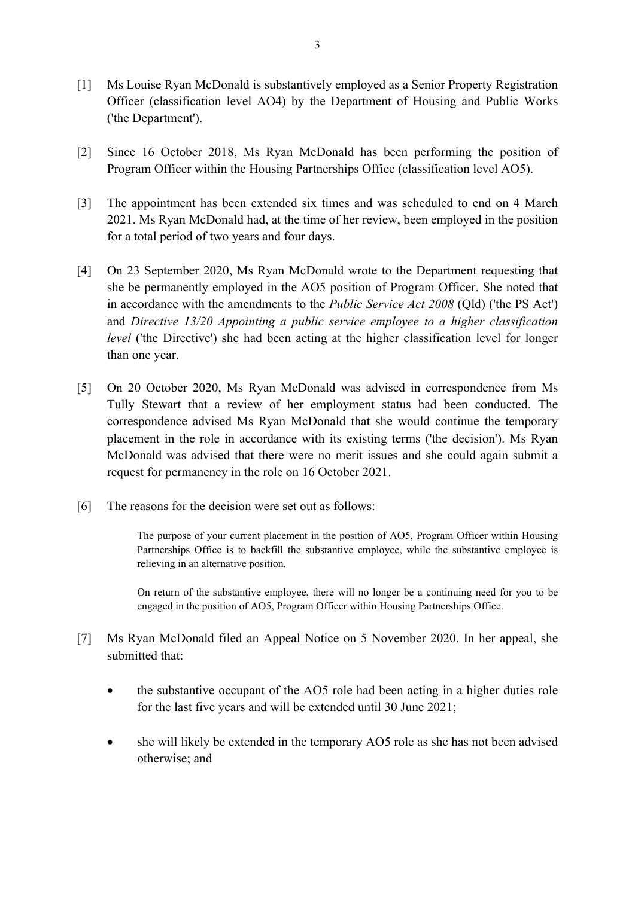[1] Ms Louise Ryan McDonald is substantively employed as a Senior Property Registration Officer (classification level AO4) by the Department of Housing and Public Works ('the Department').

[2] Since 16 October 2018, Ms Ryan McDonald has been performing the position of Program Officer within the Housing Partnerships Office (classification level AO5).

[3] The appointment has been extended six times and was scheduled to end on 4 March 2021. Ms Ryan McDonald had, at the time of her review, been employed in the position for a total period of two years and four days.

[4] On 23 September 2020, Ms Ryan McDonald wrote to the Department requesting that she be permanently employed in the AO5 position of Program Officer. She noted that in accordance with the amendments to the *Public Service Act 2008* (Qld) ('the PS Act') and *Directive 13/20 Appointing a public service employee to a higher classification level* ('the Directive') she had been acting at the higher classification level for longer than one year.

[5] On 20 October 2020, Ms Ryan McDonald was advised in correspondence from Ms Tully Stewart that a review of her employment status had been conducted. The correspondence advised Ms Ryan McDonald that she would continue the temporary placement in the role in accordance with its existing terms ('the decision'). Ms Ryan McDonald was advised that there were no merit issues and she could again submit a request for permanency in the role on 16 October 2021.

[6] The reasons for the decision were set out as follows:

> The purpose of your current placement in the position of AO5, Program Officer within Housing Partnerships Office is to backfill the substantive employee, while the substantive employee is relieving in an alternative position.
>
> On return of the substantive employee, there will no longer be a continuing need for you to be engaged in the position of AO5, Program Officer within Housing Partnerships Office.

[7] Ms Ryan McDonald filed an Appeal Notice on 5 November 2020. In her appeal, she submitted that:

- the substantive occupant of the AO5 role had been acting in a higher duties role for the last five years and will be extended until 30 June 2021;
- she will likely be extended in the temporary AO5 role as she has not been advised otherwise; and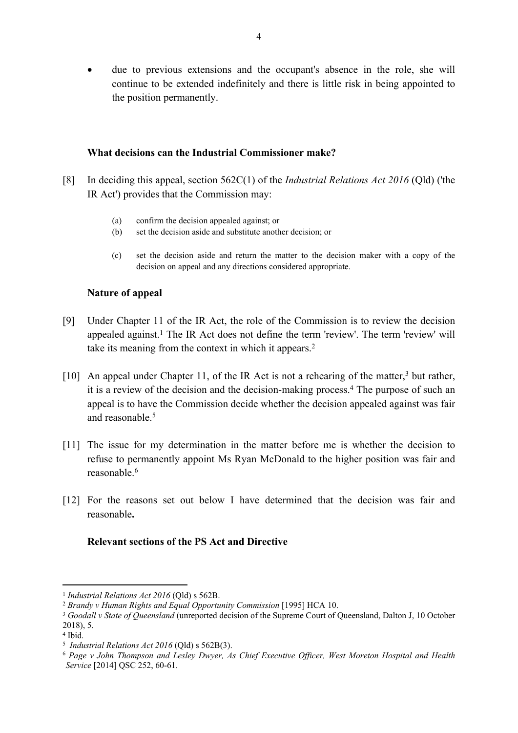- due to previous extensions and the occupant's absence in the role, she will continue to be extended indefinitely and there is little risk in being appointed to the position permanently.

**What decisions can the Industrial Commissioner make?**

[8] In deciding this appeal, section 562C(1) of the *Industrial Relations Act 2016* (Qld) ('the IR Act') provides that the Commission may:

> (a) confirm the decision appealed against; or
> (b) set the decision aside and substitute another decision; or
> (c) set the decision aside and return the matter to the decision maker with a copy of the decision on appeal and any directions considered appropriate.

**Nature of appeal**

[9] Under Chapter 11 of the IR Act, the role of the Commission is to review the decision appealed against.[1] The IR Act does not define the term 'review'. The term 'review' will take its meaning from the context in which it appears.[2]

[10] An appeal under Chapter 11, of the IR Act is not a rehearing of the matter,[3] but rather, it is a review of the decision and the decision-making process.[4] The purpose of such an appeal is to have the Commission decide whether the decision appealed against was fair and reasonable.[5]

[11] The issue for my determination in the matter before me is whether the decision to refuse to permanently appoint Ms Ryan McDonald to the higher position was fair and reasonable.[6]

[12] For the reasons set out below I have determined that the decision was fair and reasonable**.**

**Relevant sections of the PS Act and Directive**

---

[1] *Industrial Relations Act 2016* (Qld) s 562B.

[2] *Brandy v Human Rights and Equal Opportunity Commission* [1995] HCA 10.

[3] *Goodall v State of Queensland* (unreported decision of the Supreme Court of Queensland, Dalton J, 10 October 2018), 5.

[4] Ibid.

[5] *Industrial Relations Act 2016* (Qld) s 562B(3).

[6] *Page v John Thompson and Lesley Dwyer, As Chief Executive Officer, West Moreton Hospital and Health Service* [2014] QSC 252, 60-61.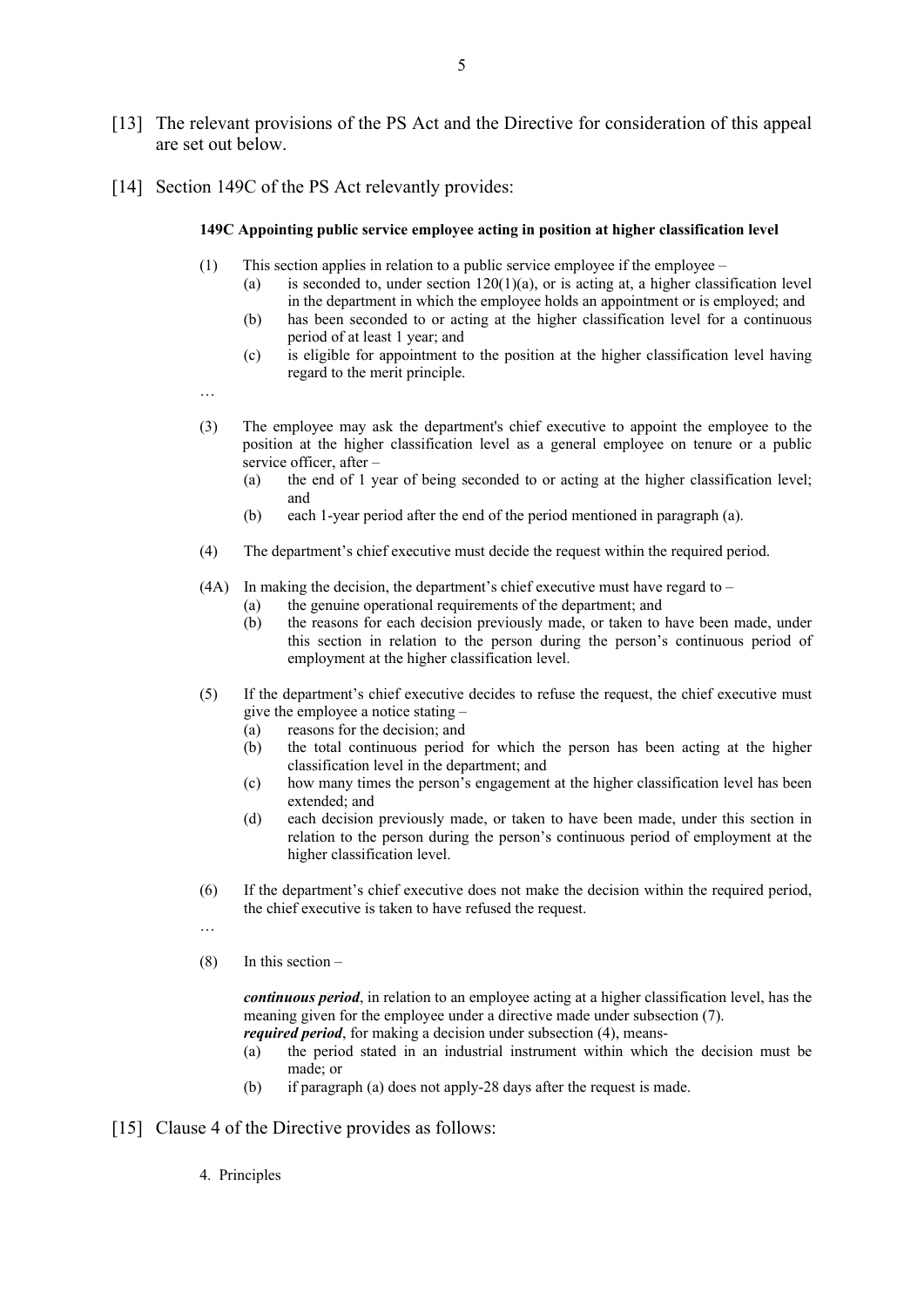[13] The relevant provisions of the PS Act and the Directive for consideration of this appeal are set out below.

[14] Section 149C of the PS Act relevantly provides:

> **149C Appointing public service employee acting in position at higher classification level**
>
> (1) This section applies in relation to a public service employee if the employee –
>
> (a) is seconded to, under section 120(1)(a), or is acting at, a higher classification level in the department in which the employee holds an appointment or is employed; and
>
> (b) has been seconded to or acting at the higher classification level for a continuous period of at least 1 year; and
>
> (c) is eligible for appointment to the position at the higher classification level having regard to the merit principle.
>
> …
>
> (3) The employee may ask the department's chief executive to appoint the employee to the position at the higher classification level as a general employee on tenure or a public service officer, after –
>
> (a) the end of 1 year of being seconded to or acting at the higher classification level; and
>
> (b) each 1-year period after the end of the period mentioned in paragraph (a).
>
> (4) The department's chief executive must decide the request within the required period.
>
> (4A) In making the decision, the department's chief executive must have regard to –
>
> (a) the genuine operational requirements of the department; and
>
> (b) the reasons for each decision previously made, or taken to have been made, under this section in relation to the person during the person's continuous period of employment at the higher classification level.
>
> (5) If the department's chief executive decides to refuse the request, the chief executive must give the employee a notice stating –
>
> (a) reasons for the decision; and
>
> (b) the total continuous period for which the person has been acting at the higher classification level in the department; and
>
> (c) how many times the person's engagement at the higher classification level has been extended; and
>
> (d) each decision previously made, or taken to have been made, under this section in relation to the person during the person's continuous period of employment at the higher classification level.
>
> (6) If the department's chief executive does not make the decision within the required period, the chief executive is taken to have refused the request.
>
> …
>
> (8) In this section –
>
> ***continuous period***, in relation to an employee acting at a higher classification level, has the meaning given for the employee under a directive made under subsection (7).
>
> ***required period***, for making a decision under subsection (4), means-
>
> (a) the period stated in an industrial instrument within which the decision must be made; or
>
> (b) if paragraph (a) does not apply-28 days after the request is made.

[15] Clause 4 of the Directive provides as follows:

> 4. Principles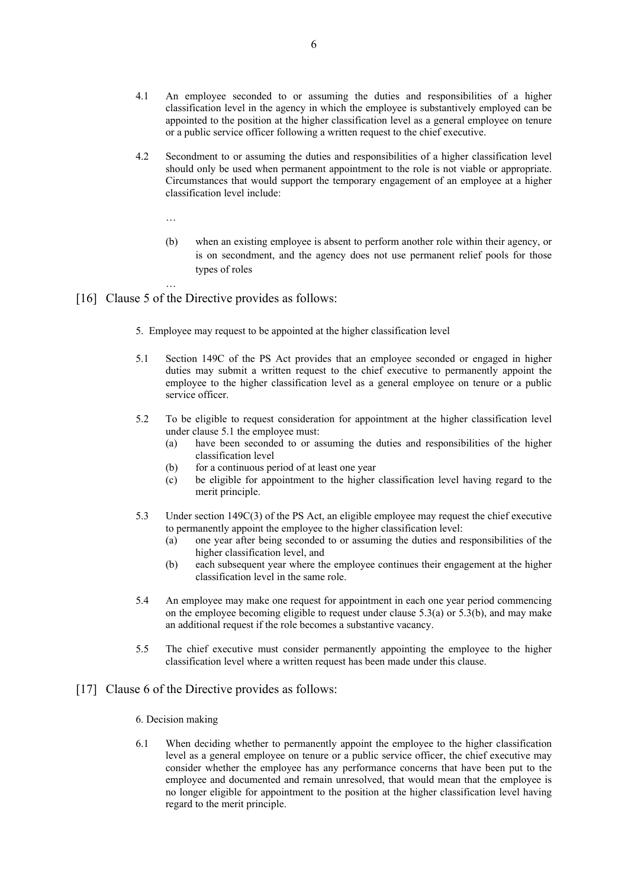4.1 An employee seconded to or assuming the duties and responsibilities of a higher classification level in the agency in which the employee is substantively employed can be appointed to the position at the higher classification level as a general employee on tenure or a public service officer following a written request to the chief executive.

4.2 Secondment to or assuming the duties and responsibilities of a higher classification level should only be used when permanent appointment to the role is not viable or appropriate. Circumstances that would support the temporary engagement of an employee at a higher classification level include:

…

(b) when an existing employee is absent to perform another role within their agency, or is on secondment, and the agency does not use permanent relief pools for those types of roles

…

[16] Clause 5 of the Directive provides as follows:

5. Employee may request to be appointed at the higher classification level

5.1 Section 149C of the PS Act provides that an employee seconded or engaged in higher duties may submit a written request to the chief executive to permanently appoint the employee to the higher classification level as a general employee on tenure or a public service officer.

5.2 To be eligible to request consideration for appointment at the higher classification level under clause 5.1 the employee must:

(a) have been seconded to or assuming the duties and responsibilities of the higher classification level

(b) for a continuous period of at least one year

(c) be eligible for appointment to the higher classification level having regard to the merit principle.

5.3 Under section 149C(3) of the PS Act, an eligible employee may request the chief executive to permanently appoint the employee to the higher classification level:

(a) one year after being seconded to or assuming the duties and responsibilities of the higher classification level, and

(b) each subsequent year where the employee continues their engagement at the higher classification level in the same role.

5.4 An employee may make one request for appointment in each one year period commencing on the employee becoming eligible to request under clause 5.3(a) or 5.3(b), and may make an additional request if the role becomes a substantive vacancy.

5.5 The chief executive must consider permanently appointing the employee to the higher classification level where a written request has been made under this clause.

[17] Clause 6 of the Directive provides as follows:

6. Decision making

6.1 When deciding whether to permanently appoint the employee to the higher classification level as a general employee on tenure or a public service officer, the chief executive may consider whether the employee has any performance concerns that have been put to the employee and documented and remain unresolved, that would mean that the employee is no longer eligible for appointment to the position at the higher classification level having regard to the merit principle.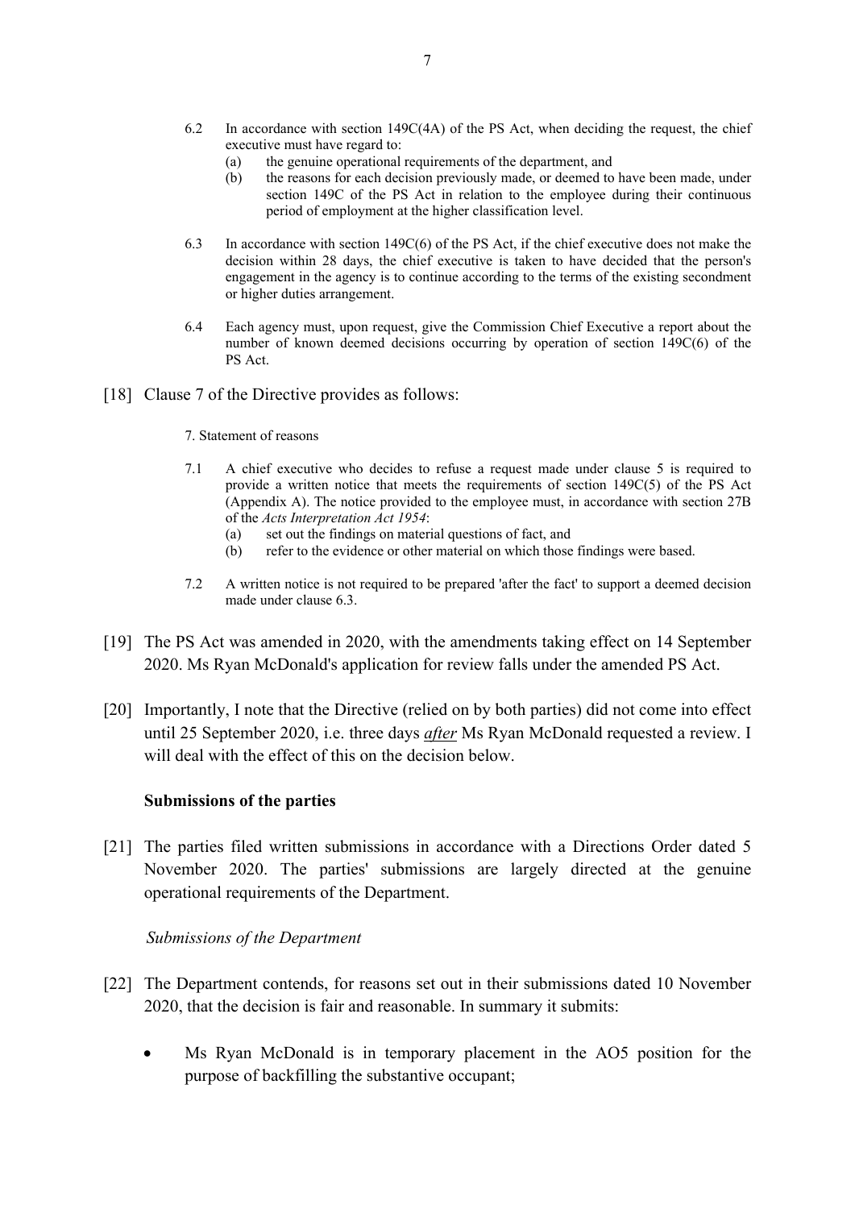6.2 In accordance with section 149C(4A) of the PS Act, when deciding the request, the chief executive must have regard to:

(a) the genuine operational requirements of the department, and

(b) the reasons for each decision previously made, or deemed to have been made, under section 149C of the PS Act in relation to the employee during their continuous period of employment at the higher classification level.

6.3 In accordance with section 149C(6) of the PS Act, if the chief executive does not make the decision within 28 days, the chief executive is taken to have decided that the person's engagement in the agency is to continue according to the terms of the existing secondment or higher duties arrangement.

6.4 Each agency must, upon request, give the Commission Chief Executive a report about the number of known deemed decisions occurring by operation of section 149C(6) of the PS Act.

[18] Clause 7 of the Directive provides as follows:

7. Statement of reasons

7.1 A chief executive who decides to refuse a request made under clause 5 is required to provide a written notice that meets the requirements of section 149C(5) of the PS Act (Appendix A). The notice provided to the employee must, in accordance with section 27B of the *Acts Interpretation Act 1954*:

(a) set out the findings on material questions of fact, and

(b) refer to the evidence or other material on which those findings were based.

7.2 A written notice is not required to be prepared 'after the fact' to support a deemed decision made under clause 6.3.

[19] The PS Act was amended in 2020, with the amendments taking effect on 14 September 2020. Ms Ryan McDonald's application for review falls under the amended PS Act.

[20] Importantly, I note that the Directive (relied on by both parties) did not come into effect until 25 September 2020, i.e. three days ***after*** Ms Ryan McDonald requested a review. I will deal with the effect of this on the decision below.

**Submissions of the parties**

[21] The parties filed written submissions in accordance with a Directions Order dated 5 November 2020. The parties' submissions are largely directed at the genuine operational requirements of the Department.

*Submissions of the Department*

[22] The Department contends, for reasons set out in their submissions dated 10 November 2020, that the decision is fair and reasonable. In summary it submits:

- Ms Ryan McDonald is in temporary placement in the AO5 position for the purpose of backfilling the substantive occupant;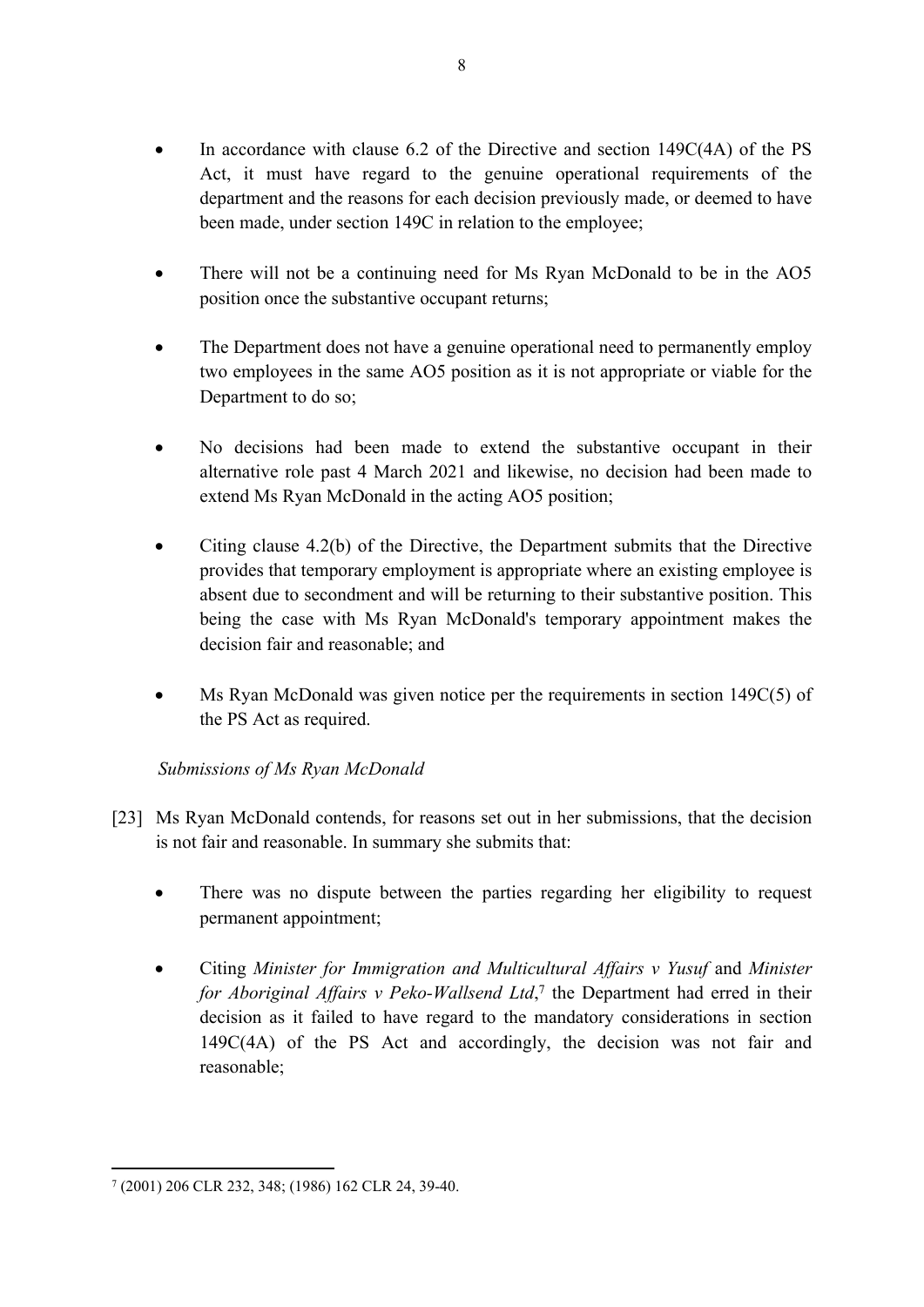- In accordance with clause 6.2 of the Directive and section 149C(4A) of the PS Act, it must have regard to the genuine operational requirements of the department and the reasons for each decision previously made, or deemed to have been made, under section 149C in relation to the employee;

- There will not be a continuing need for Ms Ryan McDonald to be in the AO5 position once the substantive occupant returns;

- The Department does not have a genuine operational need to permanently employ two employees in the same AO5 position as it is not appropriate or viable for the Department to do so;

- No decisions had been made to extend the substantive occupant in their alternative role past 4 March 2021 and likewise, no decision had been made to extend Ms Ryan McDonald in the acting AO5 position;

- Citing clause 4.2(b) of the Directive, the Department submits that the Directive provides that temporary employment is appropriate where an existing employee is absent due to secondment and will be returning to their substantive position. This being the case with Ms Ryan McDonald's temporary appointment makes the decision fair and reasonable; and

- Ms Ryan McDonald was given notice per the requirements in section 149C(5) of the PS Act as required.

*Submissions of Ms Ryan McDonald*

[23] Ms Ryan McDonald contends, for reasons set out in her submissions, that the decision is not fair and reasonable. In summary she submits that:

- There was no dispute between the parties regarding her eligibility to request permanent appointment;

- Citing *Minister for Immigration and Multicultural Affairs v Yusuf* and *Minister for Aboriginal Affairs v Peko-Wallsend Ltd*,[7] the Department had erred in their decision as it failed to have regard to the mandatory considerations in section 149C(4A) of the PS Act and accordingly, the decision was not fair and reasonable;

---

[7] (2001) 206 CLR 232, 348; (1986) 162 CLR 24, 39-40.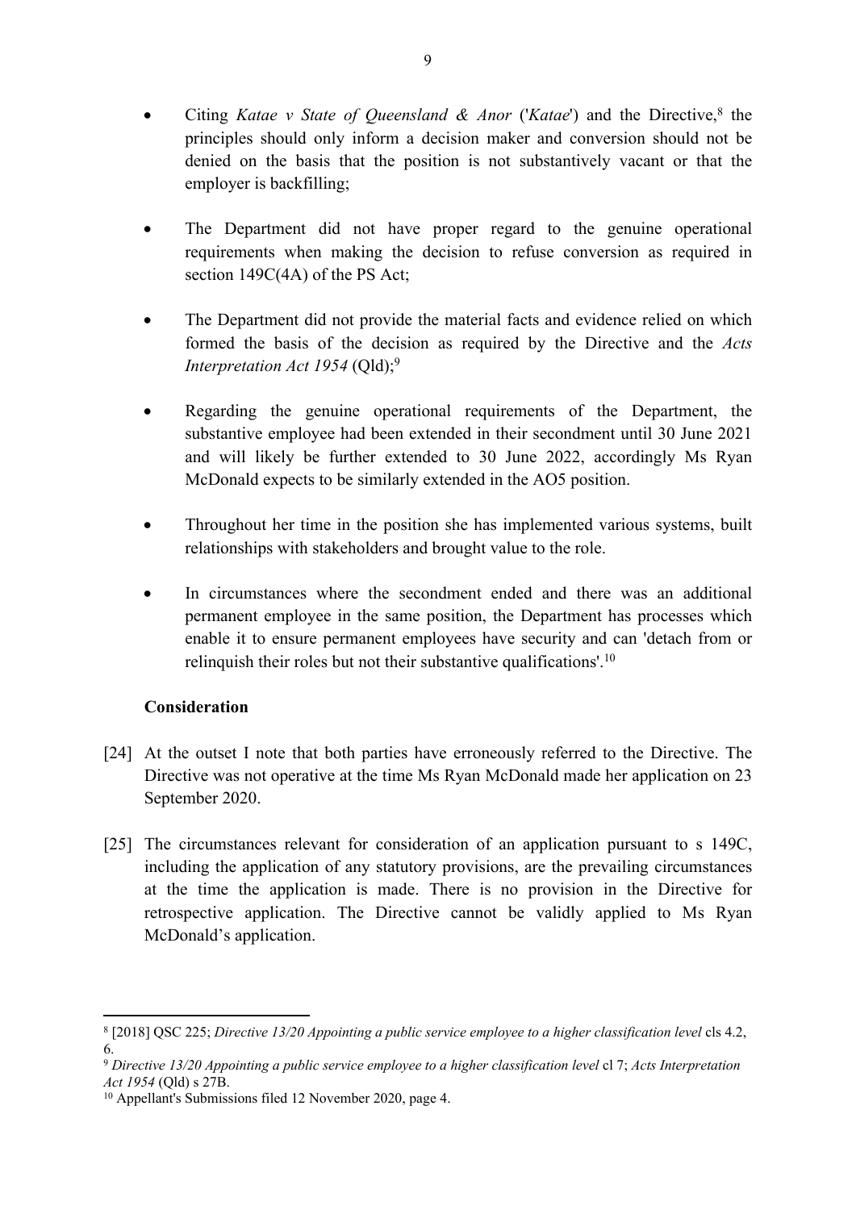- Citing *Katae v State of Queensland & Anor* ('*Katae*') and the Directive,[8] the principles should only inform a decision maker and conversion should not be denied on the basis that the position is not substantively vacant or that the employer is backfilling;

- The Department did not have proper regard to the genuine operational requirements when making the decision to refuse conversion as required in section 149C(4A) of the PS Act;

- The Department did not provide the material facts and evidence relied on which formed the basis of the decision as required by the Directive and the *Acts Interpretation Act 1954* (Qld);[9]

- Regarding the genuine operational requirements of the Department, the substantive employee had been extended in their secondment until 30 June 2021 and will likely be further extended to 30 June 2022, accordingly Ms Ryan McDonald expects to be similarly extended in the AO5 position.

- Throughout her time in the position she has implemented various systems, built relationships with stakeholders and brought value to the role.

- In circumstances where the secondment ended and there was an additional permanent employee in the same position, the Department has processes which enable it to ensure permanent employees have security and can 'detach from or relinquish their roles but not their substantive qualifications'.[10]

**Consideration**

[24] At the outset I note that both parties have erroneously referred to the Directive. The Directive was not operative at the time Ms Ryan McDonald made her application on 23 September 2020.

[25] The circumstances relevant for consideration of an application pursuant to s 149C, including the application of any statutory provisions, are the prevailing circumstances at the time the application is made. There is no provision in the Directive for retrospective application. The Directive cannot be validly applied to Ms Ryan McDonald's application.

---

[8] [2018] QSC 225; *Directive 13/20 Appointing a public service employee to a higher classification level* cls 4.2, 6.

[9] *Directive 13/20 Appointing a public service employee to a higher classification level* cl 7; *Acts Interpretation Act 1954* (Qld) s 27B.

[10] Appellant's Submissions filed 12 November 2020, page 4.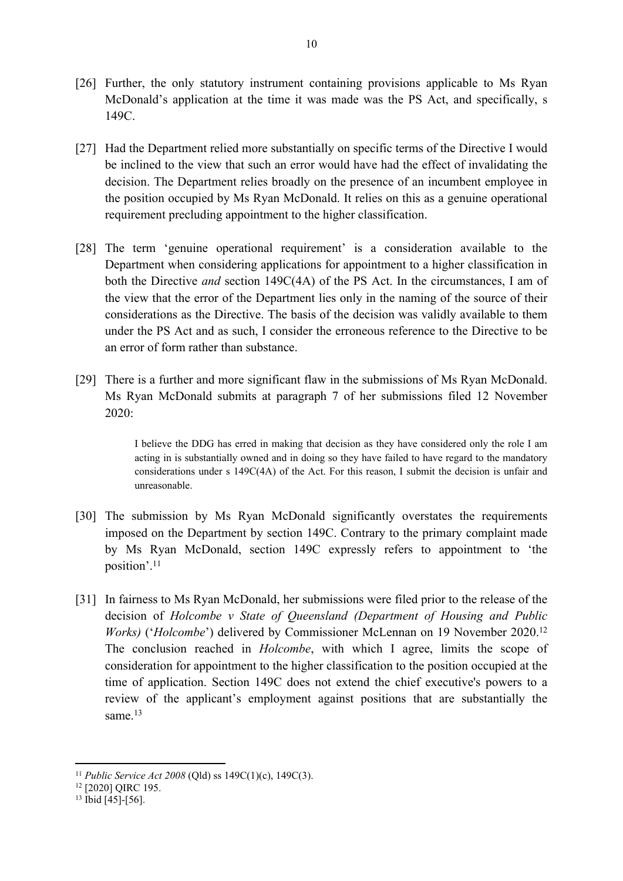[26] Further, the only statutory instrument containing provisions applicable to Ms Ryan McDonald's application at the time it was made was the PS Act, and specifically, s 149C.

[27] Had the Department relied more substantially on specific terms of the Directive I would be inclined to the view that such an error would have had the effect of invalidating the decision. The Department relies broadly on the presence of an incumbent employee in the position occupied by Ms Ryan McDonald. It relies on this as a genuine operational requirement precluding appointment to the higher classification.

[28] The term 'genuine operational requirement' is a consideration available to the Department when considering applications for appointment to a higher classification in both the Directive *and* section 149C(4A) of the PS Act. In the circumstances, I am of the view that the error of the Department lies only in the naming of the source of their considerations as the Directive. The basis of the decision was validly available to them under the PS Act and as such, I consider the erroneous reference to the Directive to be an error of form rather than substance.

[29] There is a further and more significant flaw in the submissions of Ms Ryan McDonald. Ms Ryan McDonald submits at paragraph 7 of her submissions filed 12 November 2020:

> I believe the DDG has erred in making that decision as they have considered only the role I am acting in is substantially owned and in doing so they have failed to have regard to the mandatory considerations under s 149C(4A) of the Act. For this reason, I submit the decision is unfair and unreasonable.

[30] The submission by Ms Ryan McDonald significantly overstates the requirements imposed on the Department by section 149C. Contrary to the primary complaint made by Ms Ryan McDonald, section 149C expressly refers to appointment to 'the position'.[11]

[31] In fairness to Ms Ryan McDonald, her submissions were filed prior to the release of the decision of *Holcombe v State of Queensland (Department of Housing and Public Works)* ('*Holcombe*') delivered by Commissioner McLennan on 19 November 2020.[12] The conclusion reached in *Holcombe*, with which I agree, limits the scope of consideration for appointment to the higher classification to the position occupied at the time of application. Section 149C does not extend the chief executive's powers to a review of the applicant's employment against positions that are substantially the same.[13]

---

[11] *Public Service Act 2008* (Qld) ss 149C(1)(c), 149C(3).

[12] [2020] QIRC 195.

[13] Ibid [45]-[56].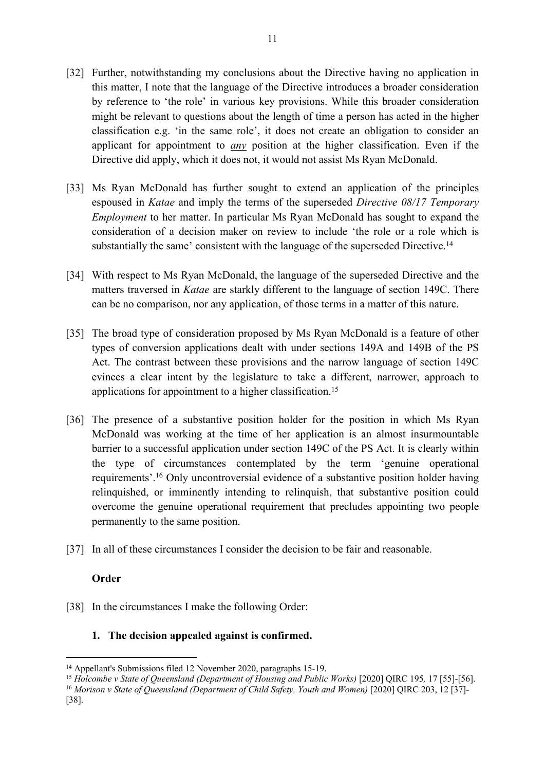[32] Further, notwithstanding my conclusions about the Directive having no application in this matter, I note that the language of the Directive introduces a broader consideration by reference to 'the role' in various key provisions. While this broader consideration might be relevant to questions about the length of time a person has acted in the higher classification e.g. 'in the same role', it does not create an obligation to consider an applicant for appointment to ***any*** position at the higher classification. Even if the Directive did apply, which it does not, it would not assist Ms Ryan McDonald.

[33] Ms Ryan McDonald has further sought to extend an application of the principles espoused in *Katae* and imply the terms of the superseded *Directive 08/17 Temporary Employment* to her matter. In particular Ms Ryan McDonald has sought to expand the consideration of a decision maker on review to include 'the role or a role which is substantially the same' consistent with the language of the superseded Directive.[14]

[34] With respect to Ms Ryan McDonald, the language of the superseded Directive and the matters traversed in *Katae* are starkly different to the language of section 149C. There can be no comparison, nor any application, of those terms in a matter of this nature.

[35] The broad type of consideration proposed by Ms Ryan McDonald is a feature of other types of conversion applications dealt with under sections 149A and 149B of the PS Act. The contrast between these provisions and the narrow language of section 149C evinces a clear intent by the legislature to take a different, narrower, approach to applications for appointment to a higher classification.[15]

[36] The presence of a substantive position holder for the position in which Ms Ryan McDonald was working at the time of her application is an almost insurmountable barrier to a successful application under section 149C of the PS Act. It is clearly within the type of circumstances contemplated by the term 'genuine operational requirements'.[16] Only uncontroversial evidence of a substantive position holder having relinquished, or imminently intending to relinquish, that substantive position could overcome the genuine operational requirement that precludes appointing two people permanently to the same position.

[37] In all of these circumstances I consider the decision to be fair and reasonable.

**Order**

[38] In the circumstances I make the following Order:

**1. The decision appealed against is confirmed.**

---

[14] Appellant's Submissions filed 12 November 2020, paragraphs 15-19.

[15] *Holcombe v State of Queensland (Department of Housing and Public Works)* [2020] QIRC 195*,* 17 [55]-[56].

[16] *Morison v State of Queensland (Department of Child Safety, Youth and Women)* [2020] QIRC 203, 12 [37]-[38].